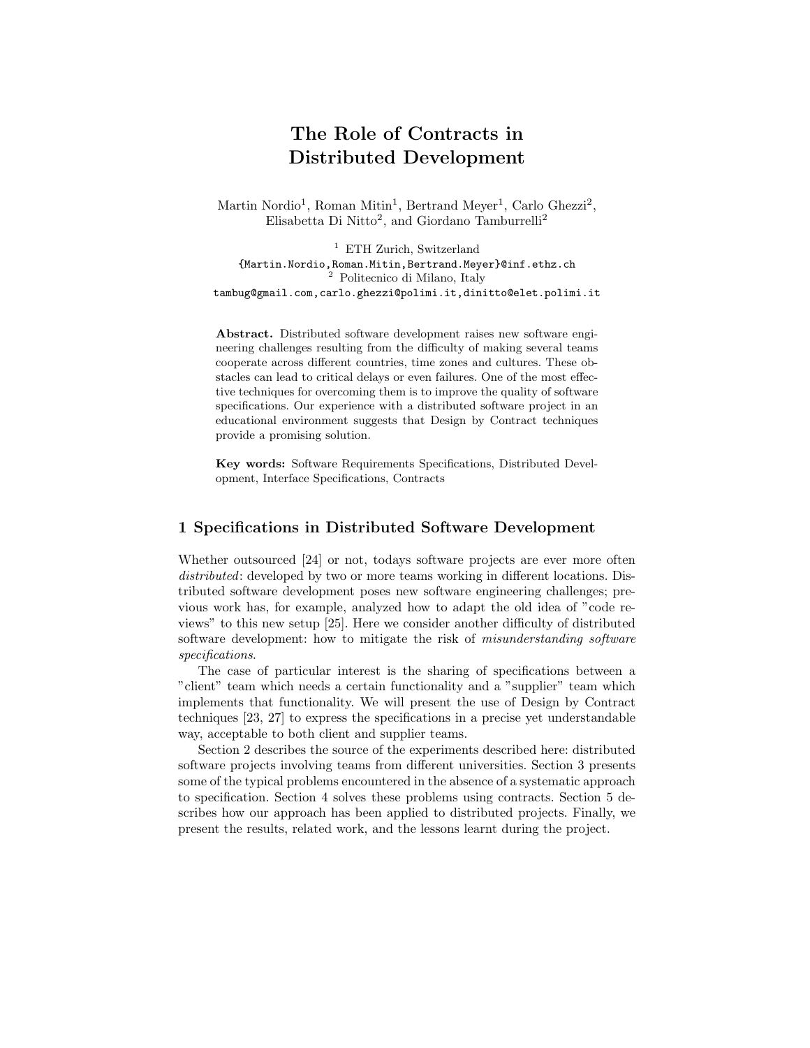# The Role of Contracts in Distributed Development

Martin Nordio[1], Roman Mitin[1], Bertrand Meyer[1], Carlo Ghezzi[2], Elisabetta Di Nitto[2], and Giordano Tamburrelli[2]

[1] ETH Zurich, Switzerland
{Martin.Nordio,Roman.Mitin,Bertrand.Meyer}@inf.ethz.ch
[2] Politecnico di Milano, Italy
tambug@gmail.com,carlo.ghezzi@polimi.it,dinitto@elet.polimi.it

**Abstract.** Distributed software development raises new software engineering challenges resulting from the difficulty of making several teams cooperate across different countries, time zones and cultures. These obstacles can lead to critical delays or even failures. One of the most effective techniques for overcoming them is to improve the quality of software specifications. Our experience with a distributed software project in an educational environment suggests that Design by Contract techniques provide a promising solution.

**Key words:** Software Requirements Specifications, Distributed Development, Interface Specifications, Contracts

## 1 Specifications in Distributed Software Development

Whether outsourced [24] or not, todays software projects are ever more often *distributed*: developed by two or more teams working in different locations. Distributed software development poses new software engineering challenges; previous work has, for example, analyzed how to adapt the old idea of "code reviews" to this new setup [25]. Here we consider another difficulty of distributed software development: how to mitigate the risk of *misunderstanding software specifications.*

The case of particular interest is the sharing of specifications between a "client" team which needs a certain functionality and a "supplier" team which implements that functionality. We will present the use of Design by Contract techniques [23, 27] to express the specifications in a precise yet understandable way, acceptable to both client and supplier teams.

Section 2 describes the source of the experiments described here: distributed software projects involving teams from different universities. Section 3 presents some of the typical problems encountered in the absence of a systematic approach to specification. Section 4 solves these problems using contracts. Section 5 describes how our approach has been applied to distributed projects. Finally, we present the results, related work, and the lessons learnt during the project.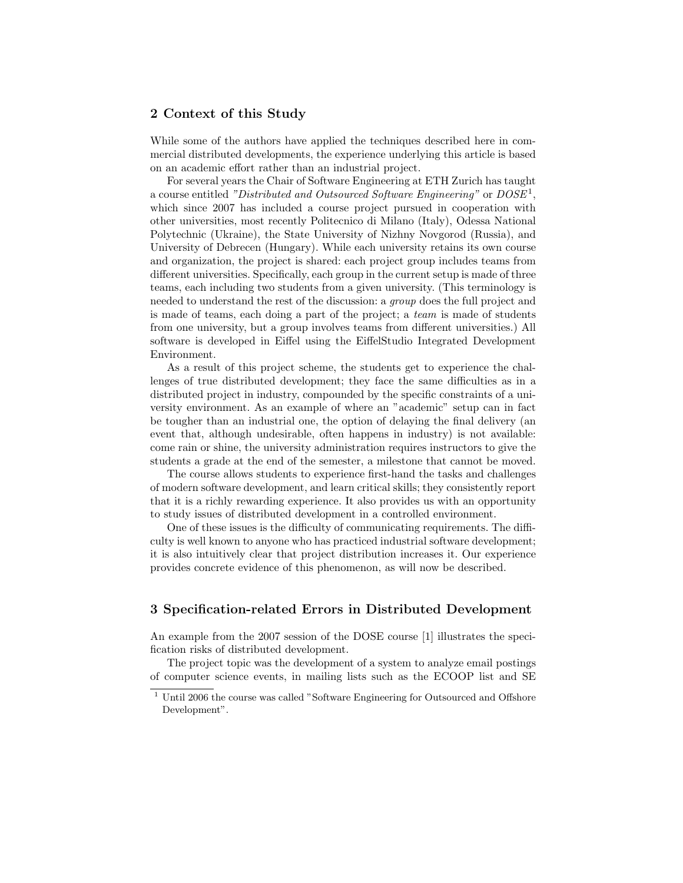## 2 Context of this Study

While some of the authors have applied the techniques described here in commercial distributed developments, the experience underlying this article is based on an academic effort rather than an industrial project.

For several years the Chair of Software Engineering at ETH Zurich has taught a course entitled *"Distributed and Outsourced Software Engineering"* or *DOSE*[1], which since 2007 has included a course project pursued in cooperation with other universities, most recently Politecnico di Milano (Italy), Odessa National Polytechnic (Ukraine), the State University of Nizhny Novgorod (Russia), and University of Debrecen (Hungary). While each university retains its own course and organization, the project is shared: each project group includes teams from different universities. Specifically, each group in the current setup is made of three teams, each including two students from a given university. (This terminology is needed to understand the rest of the discussion: a *group* does the full project and is made of teams, each doing a part of the project; a *team* is made of students from one university, but a group involves teams from different universities.) All software is developed in Eiffel using the EiffelStudio Integrated Development Environment.

As a result of this project scheme, the students get to experience the challenges of true distributed development; they face the same difficulties as in a distributed project in industry, compounded by the specific constraints of a university environment. As an example of where an "academic" setup can in fact be tougher than an industrial one, the option of delaying the final delivery (an event that, although undesirable, often happens in industry) is not available: come rain or shine, the university administration requires instructors to give the students a grade at the end of the semester, a milestone that cannot be moved.

The course allows students to experience first-hand the tasks and challenges of modern software development, and learn critical skills; they consistently report that it is a richly rewarding experience. It also provides us with an opportunity to study issues of distributed development in a controlled environment.

One of these issues is the difficulty of communicating requirements. The difficulty is well known to anyone who has practiced industrial software development; it is also intuitively clear that project distribution increases it. Our experience provides concrete evidence of this phenomenon, as will now be described.

## 3 Specification-related Errors in Distributed Development

An example from the 2007 session of the DOSE course [1] illustrates the specification risks of distributed development.

The project topic was the development of a system to analyze email postings of computer science events, in mailing lists such as the ECOOP list and SE

[1] Until 2006 the course was called "Software Engineering for Outsourced and Offshore Development".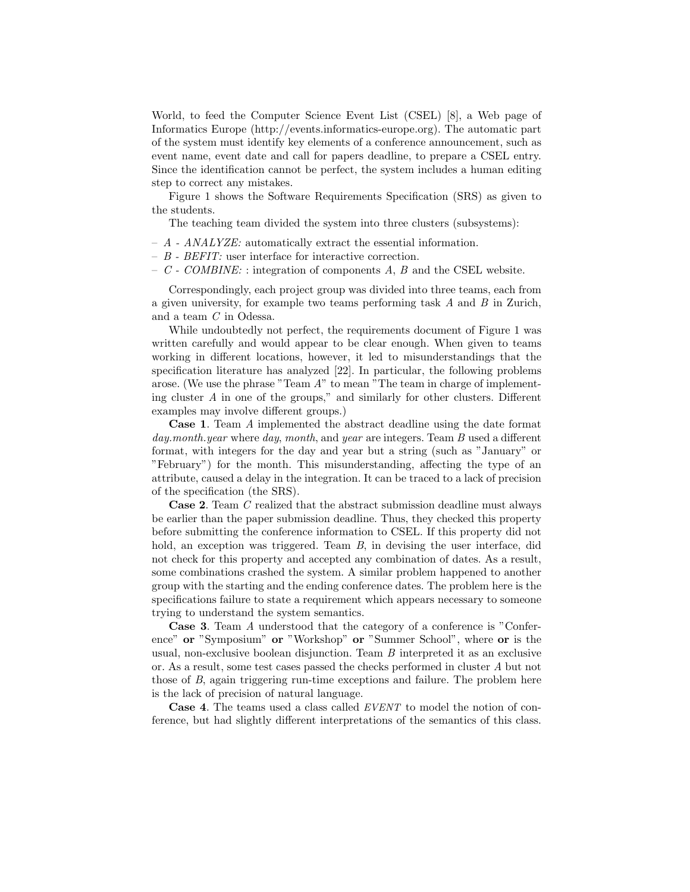World, to feed the Computer Science Event List (CSEL) [8], a Web page of Informatics Europe (http://events.informatics-europe.org). The automatic part of the system must identify key elements of a conference announcement, such as event name, event date and call for papers deadline, to prepare a CSEL entry. Since the identification cannot be perfect, the system includes a human editing step to correct any mistakes.

Figure 1 shows the Software Requirements Specification (SRS) as given to the students.

The teaching team divided the system into three clusters (subsystems):

- *A - ANALYZE:* automatically extract the essential information.
- *B - BEFIT:* user interface for interactive correction.
- *C - COMBINE:* : integration of components *A*, *B* and the CSEL website.

Correspondingly, each project group was divided into three teams, each from a given university, for example two teams performing task *A* and *B* in Zurich, and a team *C* in Odessa.

While undoubtedly not perfect, the requirements document of Figure 1 was written carefully and would appear to be clear enough. When given to teams working in different locations, however, it led to misunderstandings that the specification literature has analyzed [22]. In particular, the following problems arose. (We use the phrase "Team *A*" to mean "The team in charge of implementing cluster *A* in one of the groups," and similarly for other clusters. Different examples may involve different groups.)

**Case 1**. Team *A* implemented the abstract deadline using the date format *day.month.year* where *day*, *month*, and *year* are integers. Team *B* used a different format, with integers for the day and year but a string (such as "January" or "February") for the month. This misunderstanding, affecting the type of an attribute, caused a delay in the integration. It can be traced to a lack of precision of the specification (the SRS).

**Case 2**. Team *C* realized that the abstract submission deadline must always be earlier than the paper submission deadline. Thus, they checked this property before submitting the conference information to CSEL. If this property did not hold, an exception was triggered. Team *B*, in devising the user interface, did not check for this property and accepted any combination of dates. As a result, some combinations crashed the system. A similar problem happened to another group with the starting and the ending conference dates. The problem here is the specifications failure to state a requirement which appears necessary to someone trying to understand the system semantics.

**Case 3**. Team *A* understood that the category of a conference is "Conference" **or** "Symposium" **or** "Workshop" **or** "Summer School", where **or** is the usual, non-exclusive boolean disjunction. Team *B* interpreted it as an exclusive or. As a result, some test cases passed the checks performed in cluster *A* but not those of *B*, again triggering run-time exceptions and failure. The problem here is the lack of precision of natural language.

**Case 4**. The teams used a class called *EVENT* to model the notion of conference, but had slightly different interpretations of the semantics of this class.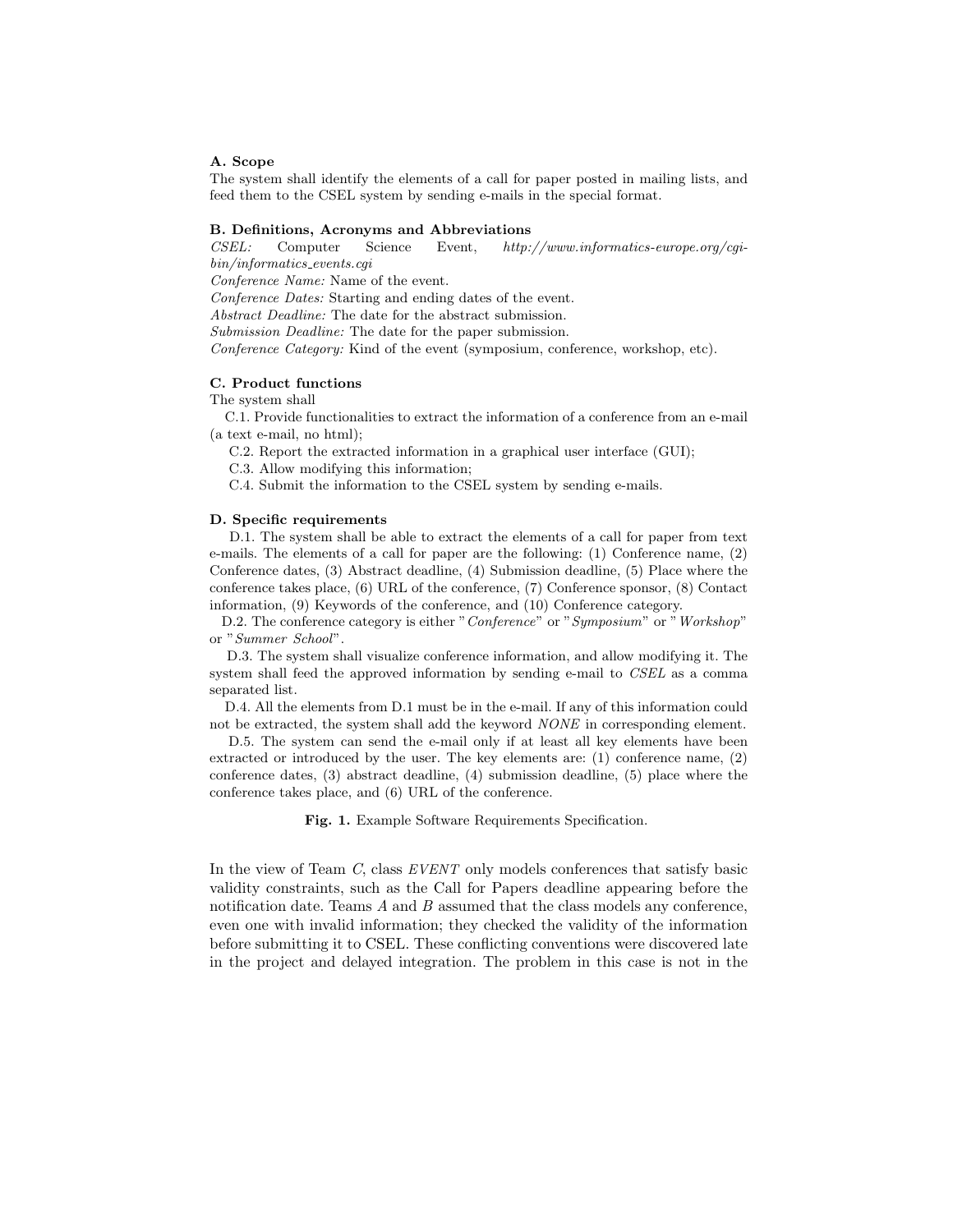**A. Scope**

The system shall identify the elements of a call for paper posted in mailing lists, and feed them to the CSEL system by sending e-mails in the special format.

**B. Definitions, Acronyms and Abbreviations**

*CSEL:* Computer Science Event, *http://www.informatics-europe.org/cgi-bin/informatics_events.cgi*

*Conference Name:* Name of the event.

*Conference Dates:* Starting and ending dates of the event.

*Abstract Deadline:* The date for the abstract submission.

*Submission Deadline:* The date for the paper submission.

*Conference Category:* Kind of the event (symposium, conference, workshop, etc).

**C. Product functions**

The system shall

C.1. Provide functionalities to extract the information of a conference from an e-mail (a text e-mail, no html);

C.2. Report the extracted information in a graphical user interface (GUI);

C.3. Allow modifying this information;

C.4. Submit the information to the CSEL system by sending e-mails.

**D. Specific requirements**

D.1. The system shall be able to extract the elements of a call for paper from text e-mails. The elements of a call for paper are the following: (1) Conference name, (2) Conference dates, (3) Abstract deadline, (4) Submission deadline, (5) Place where the conference takes place, (6) URL of the conference, (7) Conference sponsor, (8) Contact information, (9) Keywords of the conference, and (10) Conference category.

D.2. The conference category is either "*Conference*" or "*Symposium*" or "*Workshop*" or "*Summer School*".

D.3. The system shall visualize conference information, and allow modifying it. The system shall feed the approved information by sending e-mail to *CSEL* as a comma separated list.

D.4. All the elements from D.1 must be in the e-mail. If any of this information could not be extracted, the system shall add the keyword *NONE* in corresponding element.

D.5. The system can send the e-mail only if at least all key elements have been extracted or introduced by the user. The key elements are: (1) conference name, (2) conference dates, (3) abstract deadline, (4) submission deadline, (5) place where the conference takes place, and (6) URL of the conference.

**Fig. 1.** Example Software Requirements Specification.

In the view of Team *C*, class *EVENT* only models conferences that satisfy basic validity constraints, such as the Call for Papers deadline appearing before the notification date. Teams *A* and *B* assumed that the class models any conference, even one with invalid information; they checked the validity of the information before submitting it to CSEL. These conflicting conventions were discovered late in the project and delayed integration. The problem in this case is not in the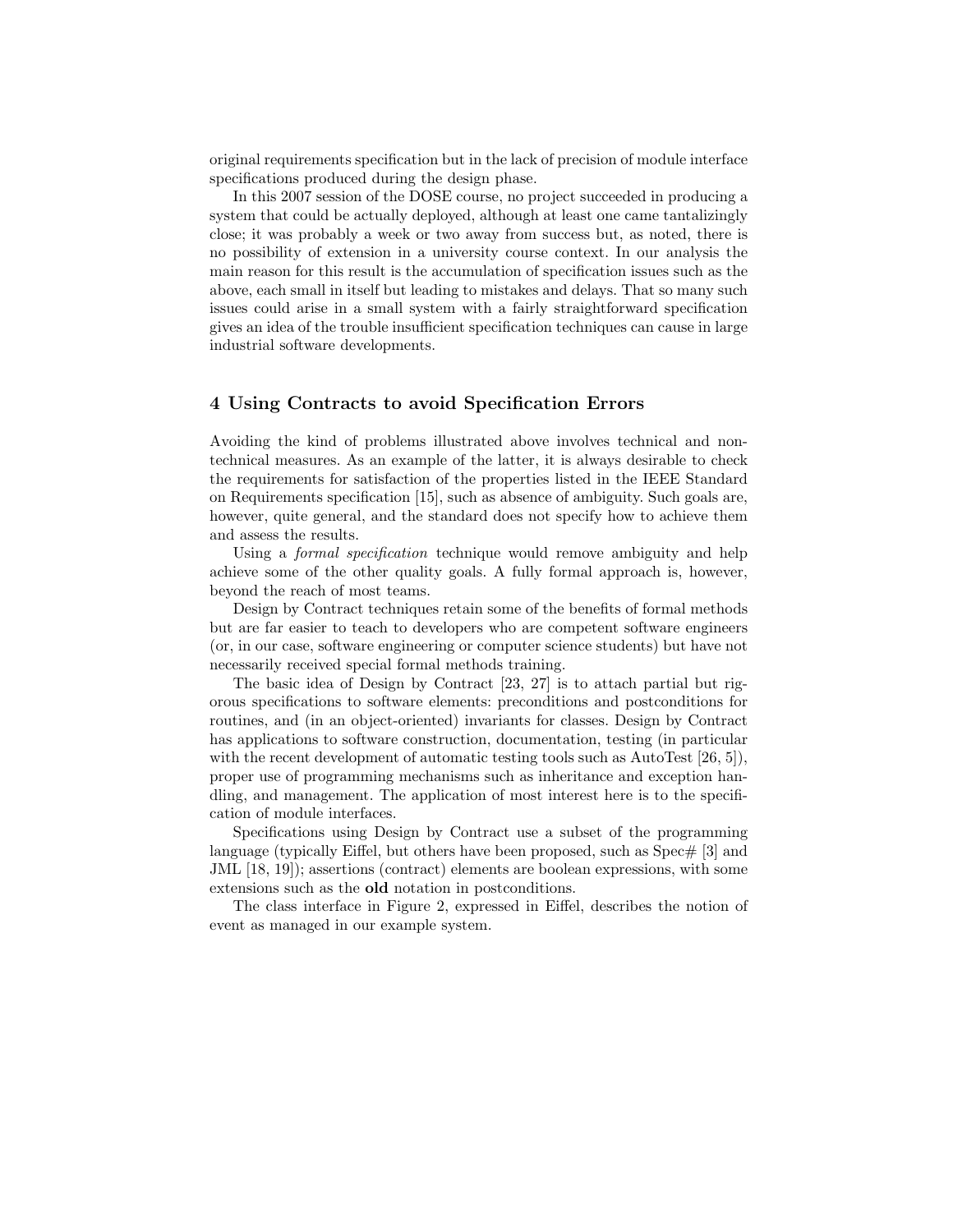original requirements specification but in the lack of precision of module interface specifications produced during the design phase.

In this 2007 session of the DOSE course, no project succeeded in producing a system that could be actually deployed, although at least one came tantalizingly close; it was probably a week or two away from success but, as noted, there is no possibility of extension in a university course context. In our analysis the main reason for this result is the accumulation of specification issues such as the above, each small in itself but leading to mistakes and delays. That so many such issues could arise in a small system with a fairly straightforward specification gives an idea of the trouble insufficient specification techniques can cause in large industrial software developments.

## 4 Using Contracts to avoid Specification Errors

Avoiding the kind of problems illustrated above involves technical and non-technical measures. As an example of the latter, it is always desirable to check the requirements for satisfaction of the properties listed in the IEEE Standard on Requirements specification [15], such as absence of ambiguity. Such goals are, however, quite general, and the standard does not specify how to achieve them and assess the results.

Using a *formal specification* technique would remove ambiguity and help achieve some of the other quality goals. A fully formal approach is, however, beyond the reach of most teams.

Design by Contract techniques retain some of the benefits of formal methods but are far easier to teach to developers who are competent software engineers (or, in our case, software engineering or computer science students) but have not necessarily received special formal methods training.

The basic idea of Design by Contract [23, 27] is to attach partial but rigorous specifications to software elements: preconditions and postconditions for routines, and (in an object-oriented) invariants for classes. Design by Contract has applications to software construction, documentation, testing (in particular with the recent development of automatic testing tools such as AutoTest [26, 5]), proper use of programming mechanisms such as inheritance and exception handling, and management. The application of most interest here is to the specification of module interfaces.

Specifications using Design by Contract use a subset of the programming language (typically Eiffel, but others have been proposed, such as Spec# [3] and JML [18, 19]); assertions (contract) elements are boolean expressions, with some extensions such as the **old** notation in postconditions.

The class interface in Figure 2, expressed in Eiffel, describes the notion of event as managed in our example system.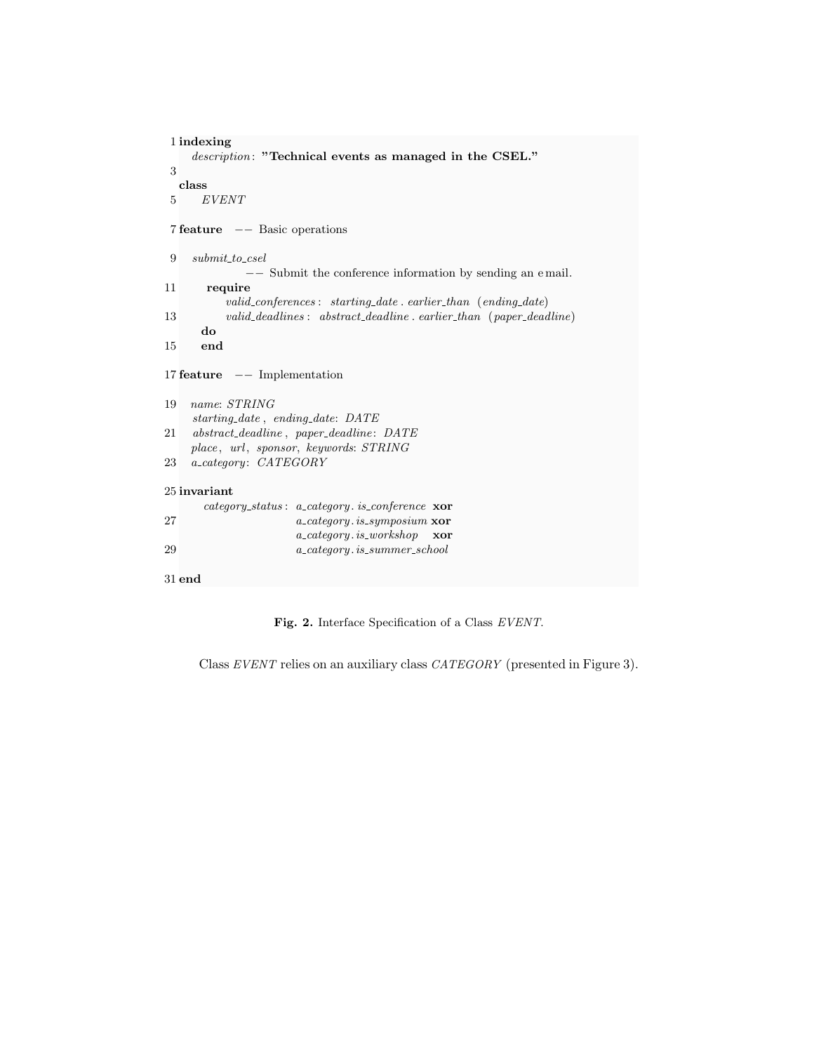```
indexing
    description: "Technical events as managed in the CSEL."

class
    EVENT

feature  -- Basic operations

  submit_to_csel
          -- Submit the conference information by sending an email.
      require
          valid_conferences: starting_date.earlier_than (ending_date)
          valid_deadlines: abstract_deadline.earlier_than (paper_deadline)
    do
    end

feature  -- Implementation

  name: STRING
  starting_date, ending_date: DATE
  abstract_deadline, paper_deadline: DATE
  place, url, sponsor, keywords: STRING
  a_category: CATEGORY

invariant
    category_status: a_category.is_conference xor
                     a_category.is_symposium xor
                     a_category.is_workshop  xor
                     a_category.is_summer_school

end
```

**Fig. 2.** Interface Specification of a Class *EVENT*.

Class *EVENT* relies on an auxiliary class *CATEGORY* (presented in Figure 3).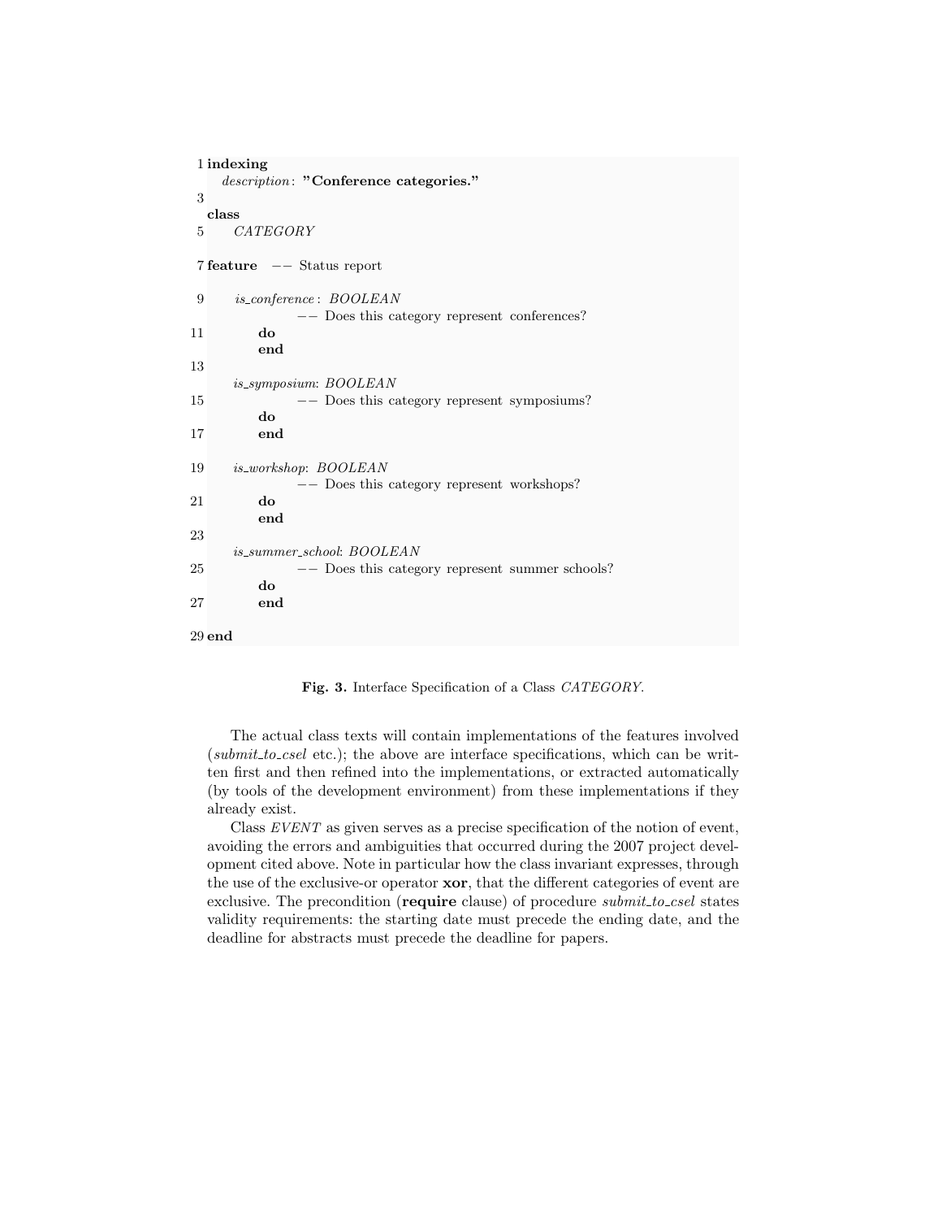```
indexing
    description: "Conference categories."

class
    CATEGORY

feature  -- Status report

    is_conference: BOOLEAN
            -- Does this category represent conferences?
        do
        end

    is_symposium: BOOLEAN
            -- Does this category represent symposiums?
        do
        end

    is_workshop: BOOLEAN
            -- Does this category represent workshops?
        do
        end

    is_summer_school: BOOLEAN
            -- Does this category represent summer schools?
        do
        end

end
```

**Fig. 3.** Interface Specification of a Class *CATEGORY*.

The actual class texts will contain implementations of the features involved (*submit_to_csel* etc.); the above are interface specifications, which can be written first and then refined into the implementations, or extracted automatically (by tools of the development environment) from these implementations if they already exist.

Class *EVENT* as given serves as a precise specification of the notion of event, avoiding the errors and ambiguities that occurred during the 2007 project development cited above. Note in particular how the class invariant expresses, through the use of the exclusive-or operator **xor**, that the different categories of event are exclusive. The precondition (**require** clause) of procedure *submit_to_csel* states validity requirements: the starting date must precede the ending date, and the deadline for abstracts must precede the deadline for papers.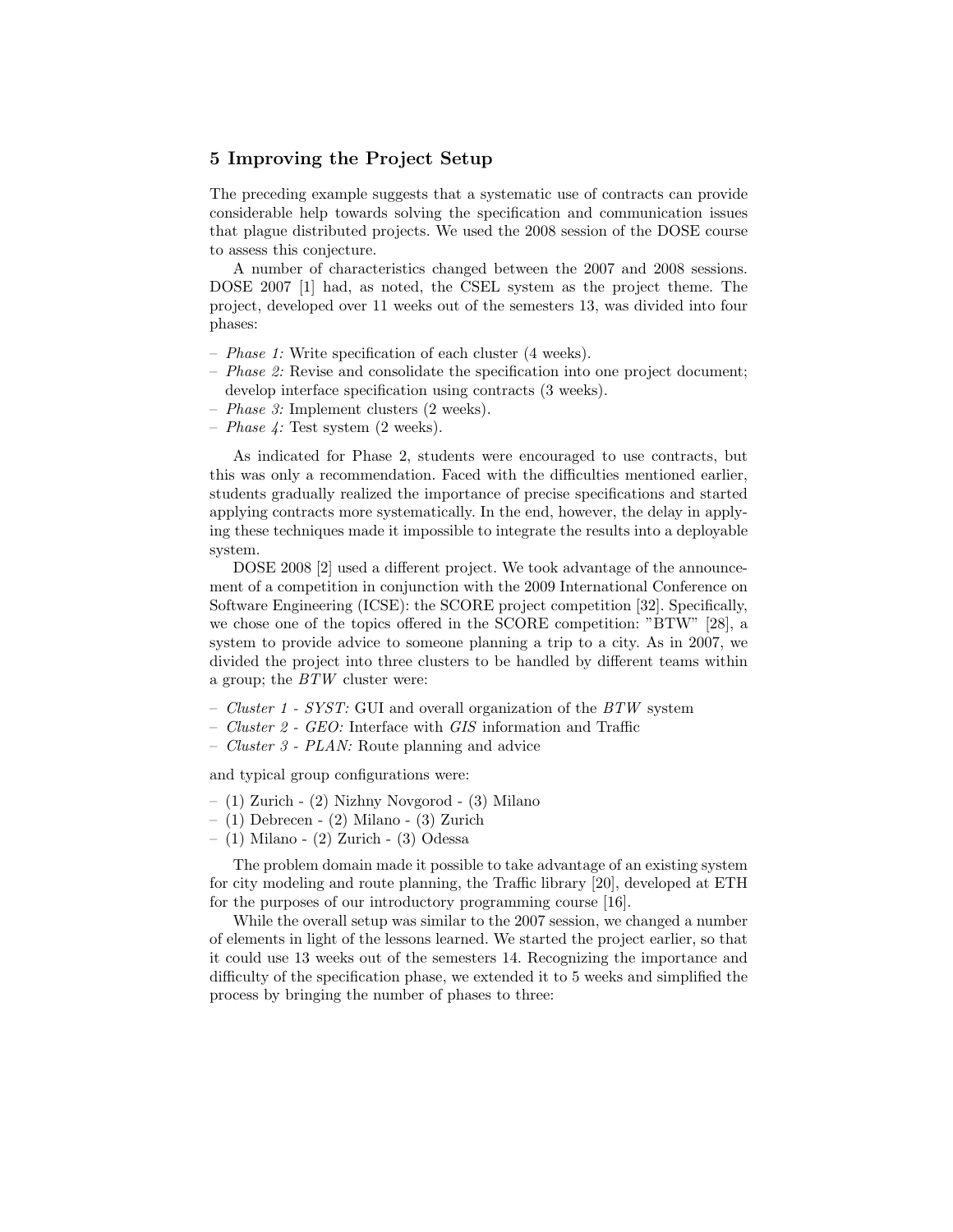## 5 Improving the Project Setup

The preceding example suggests that a systematic use of contracts can provide considerable help towards solving the specification and communication issues that plague distributed projects. We used the 2008 session of the DOSE course to assess this conjecture.

A number of characteristics changed between the 2007 and 2008 sessions. DOSE 2007 [1] had, as noted, the CSEL system as the project theme. The project, developed over 11 weeks out of the semesters 13, was divided into four phases:

- *Phase 1:* Write specification of each cluster (4 weeks).
- *Phase 2:* Revise and consolidate the specification into one project document; develop interface specification using contracts (3 weeks).
- *Phase 3:* Implement clusters (2 weeks).
- *Phase 4:* Test system (2 weeks).

As indicated for Phase 2, students were encouraged to use contracts, but this was only a recommendation. Faced with the difficulties mentioned earlier, students gradually realized the importance of precise specifications and started applying contracts more systematically. In the end, however, the delay in applying these techniques made it impossible to integrate the results into a deployable system.

DOSE 2008 [2] used a different project. We took advantage of the announcement of a competition in conjunction with the 2009 International Conference on Software Engineering (ICSE): the SCORE project competition [32]. Specifically, we chose one of the topics offered in the SCORE competition: "BTW" [28], a system to provide advice to someone planning a trip to a city. As in 2007, we divided the project into three clusters to be handled by different teams within a group; the *BTW* cluster were:

- *Cluster 1 - SYST:* GUI and overall organization of the *BTW* system
- *Cluster 2 - GEO:* Interface with *GIS* information and Traffic
- *Cluster 3 - PLAN:* Route planning and advice

and typical group configurations were:

- (1) Zurich - (2) Nizhny Novgorod - (3) Milano
- (1) Debrecen - (2) Milano - (3) Zurich
- (1) Milano - (2) Zurich - (3) Odessa

The problem domain made it possible to take advantage of an existing system for city modeling and route planning, the Traffic library [20], developed at ETH for the purposes of our introductory programming course [16].

While the overall setup was similar to the 2007 session, we changed a number of elements in light of the lessons learned. We started the project earlier, so that it could use 13 weeks out of the semesters 14. Recognizing the importance and difficulty of the specification phase, we extended it to 5 weeks and simplified the process by bringing the number of phases to three: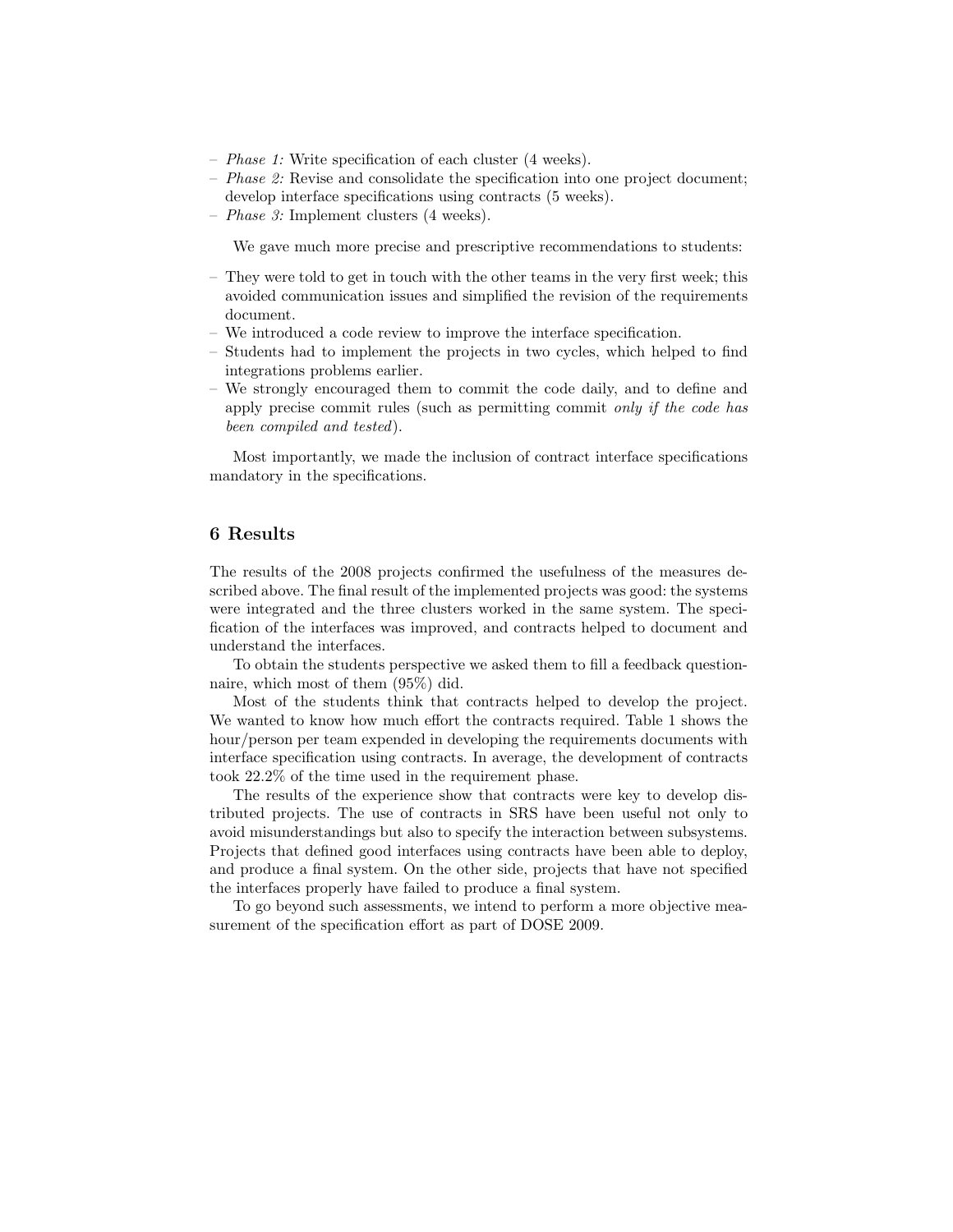- *Phase 1:* Write specification of each cluster (4 weeks).
- *Phase 2:* Revise and consolidate the specification into one project document; develop interface specifications using contracts (5 weeks).
- *Phase 3:* Implement clusters (4 weeks).

We gave much more precise and prescriptive recommendations to students:

- They were told to get in touch with the other teams in the very first week; this avoided communication issues and simplified the revision of the requirements document.
- We introduced a code review to improve the interface specification.
- Students had to implement the projects in two cycles, which helped to find integrations problems earlier.
- We strongly encouraged them to commit the code daily, and to define and apply precise commit rules (such as permitting commit *only if the code has been compiled and tested*).

Most importantly, we made the inclusion of contract interface specifications mandatory in the specifications.

## 6 Results

The results of the 2008 projects confirmed the usefulness of the measures described above. The final result of the implemented projects was good: the systems were integrated and the three clusters worked in the same system. The specification of the interfaces was improved, and contracts helped to document and understand the interfaces.

To obtain the students perspective we asked them to fill a feedback questionnaire, which most of them (95%) did.

Most of the students think that contracts helped to develop the project. We wanted to know how much effort the contracts required. Table 1 shows the hour/person per team expended in developing the requirements documents with interface specification using contracts. In average, the development of contracts took 22.2% of the time used in the requirement phase.

The results of the experience show that contracts were key to develop distributed projects. The use of contracts in SRS have been useful not only to avoid misunderstandings but also to specify the interaction between subsystems. Projects that defined good interfaces using contracts have been able to deploy, and produce a final system. On the other side, projects that have not specified the interfaces properly have failed to produce a final system.

To go beyond such assessments, we intend to perform a more objective measurement of the specification effort as part of DOSE 2009.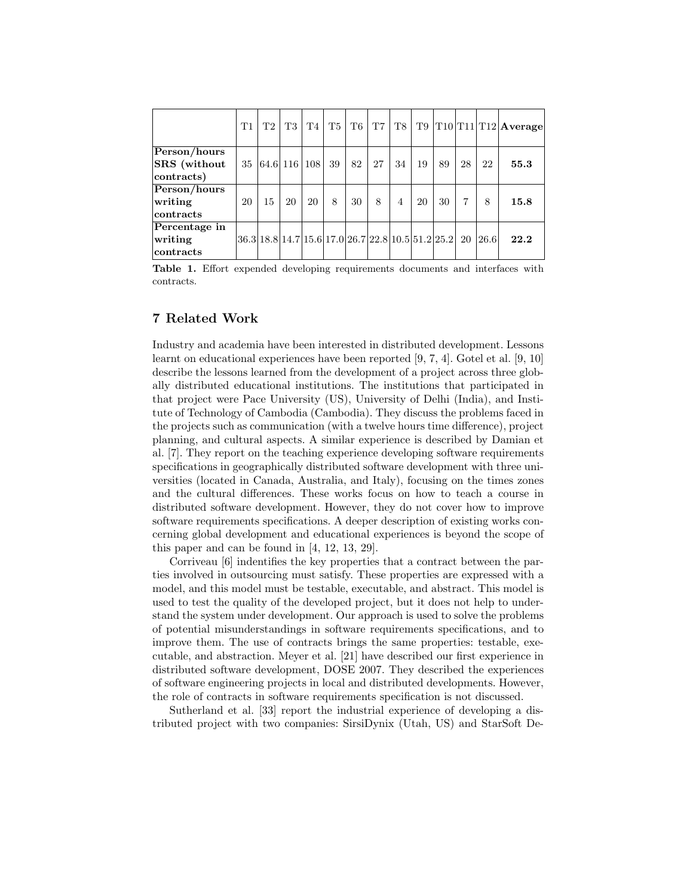| | T1 | T2 | T3 | T4 | T5 | T6 | T7 | T8 | T9 | T10 | T11 | T12 | **Average** |
|---|---|---|---|---|---|---|---|---|---|---|---|---|---|
| **Person/hours SRS (without contracts)** | 35 | 64.6 | 116 | 108 | 39 | 82 | 27 | 34 | 19 | 89 | 28 | 22 | **55.3** |
| **Person/hours writing contracts** | 20 | 15 | 20 | 20 | 8 | 30 | 8 | 4 | 20 | 30 | 7 | 8 | **15.8** |
| **Percentage in writing contracts** | 36.3 | 18.8 | 14.7 | 15.6 | 17.0 | 26.7 | 22.8 | 10.5 | 51.2 | 25.2 | 20 | 26.6 | **22.2** |

**Table 1.** Effort expended developing requirements documents and interfaces with contracts.

## 7 Related Work

Industry and academia have been interested in distributed development. Lessons learnt on educational experiences have been reported [9, 7, 4]. Gotel et al. [9, 10] describe the lessons learned from the development of a project across three globally distributed educational institutions. The institutions that participated in that project were Pace University (US), University of Delhi (India), and Institute of Technology of Cambodia (Cambodia). They discuss the problems faced in the projects such as communication (with a twelve hours time difference), project planning, and cultural aspects. A similar experience is described by Damian et al. [7]. They report on the teaching experience developing software requirements specifications in geographically distributed software development with three universities (located in Canada, Australia, and Italy), focusing on the times zones and the cultural differences. These works focus on how to teach a course in distributed software development. However, they do not cover how to improve software requirements specifications. A deeper description of existing works concerning global development and educational experiences is beyond the scope of this paper and can be found in [4, 12, 13, 29].

Corriveau [6] indentifies the key properties that a contract between the parties involved in outsourcing must satisfy. These properties are expressed with a model, and this model must be testable, executable, and abstract. This model is used to test the quality of the developed project, but it does not help to understand the system under development. Our approach is used to solve the problems of potential misunderstandings in software requirements specifications, and to improve them. The use of contracts brings the same properties: testable, executable, and abstraction. Meyer et al. [21] have described our first experience in distributed software development, DOSE 2007. They described the experiences of software engineering projects in local and distributed developments. However, the role of contracts in software requirements specification is not discussed.

Sutherland et al. [33] report the industrial experience of developing a distributed project with two companies: SirsiDynix (Utah, US) and StarSoft De-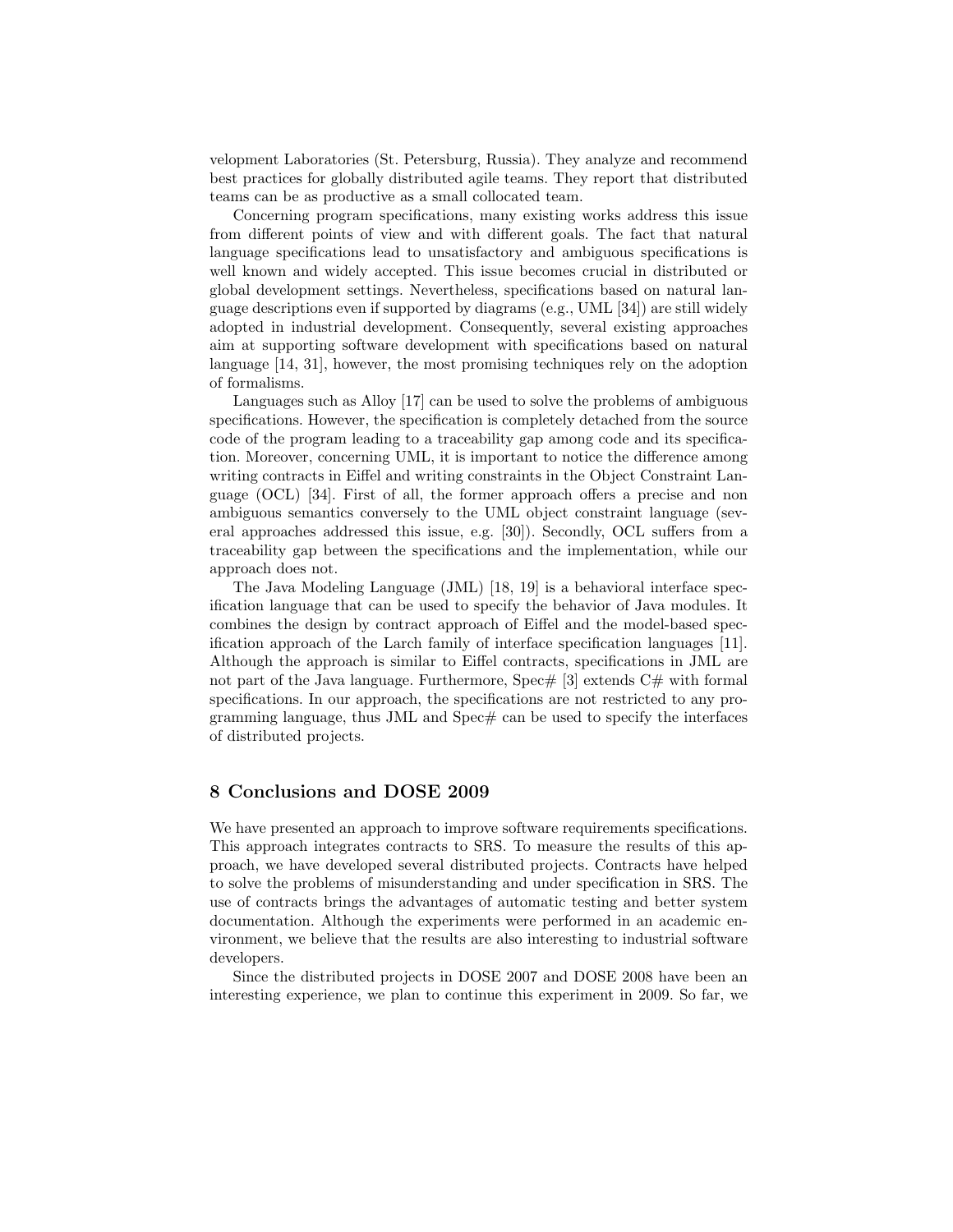velopment Laboratories (St. Petersburg, Russia). They analyze and recommend best practices for globally distributed agile teams. They report that distributed teams can be as productive as a small collocated team.

Concerning program specifications, many existing works address this issue from different points of view and with different goals. The fact that natural language specifications lead to unsatisfactory and ambiguous specifications is well known and widely accepted. This issue becomes crucial in distributed or global development settings. Nevertheless, specifications based on natural language descriptions even if supported by diagrams (e.g., UML [34]) are still widely adopted in industrial development. Consequently, several existing approaches aim at supporting software development with specifications based on natural language [14, 31], however, the most promising techniques rely on the adoption of formalisms.

Languages such as Alloy [17] can be used to solve the problems of ambiguous specifications. However, the specification is completely detached from the source code of the program leading to a traceability gap among code and its specification. Moreover, concerning UML, it is important to notice the difference among writing contracts in Eiffel and writing constraints in the Object Constraint Language (OCL) [34]. First of all, the former approach offers a precise and non ambiguous semantics conversely to the UML object constraint language (several approaches addressed this issue, e.g. [30]). Secondly, OCL suffers from a traceability gap between the specifications and the implementation, while our approach does not.

The Java Modeling Language (JML) [18, 19] is a behavioral interface specification language that can be used to specify the behavior of Java modules. It combines the design by contract approach of Eiffel and the model-based specification approach of the Larch family of interface specification languages [11]. Although the approach is similar to Eiffel contracts, specifications in JML are not part of the Java language. Furthermore, Spec# [3] extends C# with formal specifications. In our approach, the specifications are not restricted to any programming language, thus JML and Spec# can be used to specify the interfaces of distributed projects.

## 8 Conclusions and DOSE 2009

We have presented an approach to improve software requirements specifications. This approach integrates contracts to SRS. To measure the results of this approach, we have developed several distributed projects. Contracts have helped to solve the problems of misunderstanding and under specification in SRS. The use of contracts brings the advantages of automatic testing and better system documentation. Although the experiments were performed in an academic environment, we believe that the results are also interesting to industrial software developers.

Since the distributed projects in DOSE 2007 and DOSE 2008 have been an interesting experience, we plan to continue this experiment in 2009. So far, we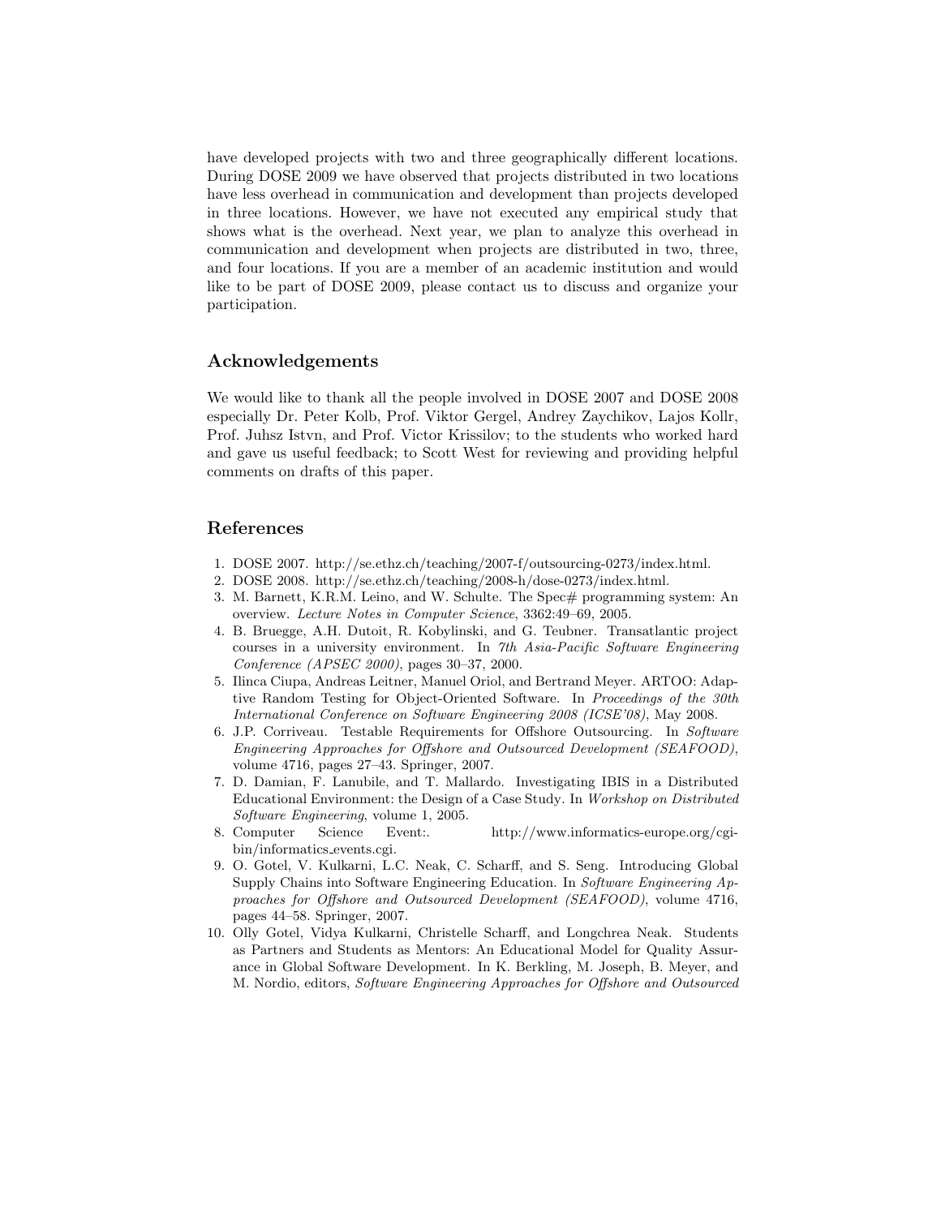have developed projects with two and three geographically different locations. During DOSE 2009 we have observed that projects distributed in two locations have less overhead in communication and development than projects developed in three locations. However, we have not executed any empirical study that shows what is the overhead. Next year, we plan to analyze this overhead in communication and development when projects are distributed in two, three, and four locations. If you are a member of an academic institution and would like to be part of DOSE 2009, please contact us to discuss and organize your participation.

## Acknowledgements

We would like to thank all the people involved in DOSE 2007 and DOSE 2008 especially Dr. Peter Kolb, Prof. Viktor Gergel, Andrey Zaychikov, Lajos Kollr, Prof. Juhsz Istvn, and Prof. Victor Krissilov; to the students who worked hard and gave us useful feedback; to Scott West for reviewing and providing helpful comments on drafts of this paper.

## References

1. DOSE 2007. http://se.ethz.ch/teaching/2007-f/outsourcing-0273/index.html.
2. DOSE 2008. http://se.ethz.ch/teaching/2008-h/dose-0273/index.html.
3. M. Barnett, K.R.M. Leino, and W. Schulte. The Spec# programming system: An overview. *Lecture Notes in Computer Science*, 3362:49–69, 2005.
4. B. Bruegge, A.H. Dutoit, R. Kobylinski, and G. Teubner. Transatlantic project courses in a university environment. In *7th Asia-Pacific Software Engineering Conference (APSEC 2000)*, pages 30–37, 2000.
5. Ilinca Ciupa, Andreas Leitner, Manuel Oriol, and Bertrand Meyer. ARTOO: Adaptive Random Testing for Object-Oriented Software. In *Proceedings of the 30th International Conference on Software Engineering 2008 (ICSE'08)*, May 2008.
6. J.P. Corriveau. Testable Requirements for Offshore Outsourcing. In *Software Engineering Approaches for Offshore and Outsourced Development (SEAFOOD)*, volume 4716, pages 27–43. Springer, 2007.
7. D. Damian, F. Lanubile, and T. Mallardo. Investigating IBIS in a Distributed Educational Environment: the Design of a Case Study. In *Workshop on Distributed Software Engineering*, volume 1, 2005.
8. Computer Science Event:. http://www.informatics-europe.org/cgi-bin/informatics_events.cgi.
9. O. Gotel, V. Kulkarni, L.C. Neak, C. Scharff, and S. Seng. Introducing Global Supply Chains into Software Engineering Education. In *Software Engineering Approaches for Offshore and Outsourced Development (SEAFOOD)*, volume 4716, pages 44–58. Springer, 2007.
10. Olly Gotel, Vidya Kulkarni, Christelle Scharff, and Longchrea Neak. Students as Partners and Students as Mentors: An Educational Model for Quality Assurance in Global Software Development. In K. Berkling, M. Joseph, B. Meyer, and M. Nordio, editors, *Software Engineering Approaches for Offshore and Outsourced*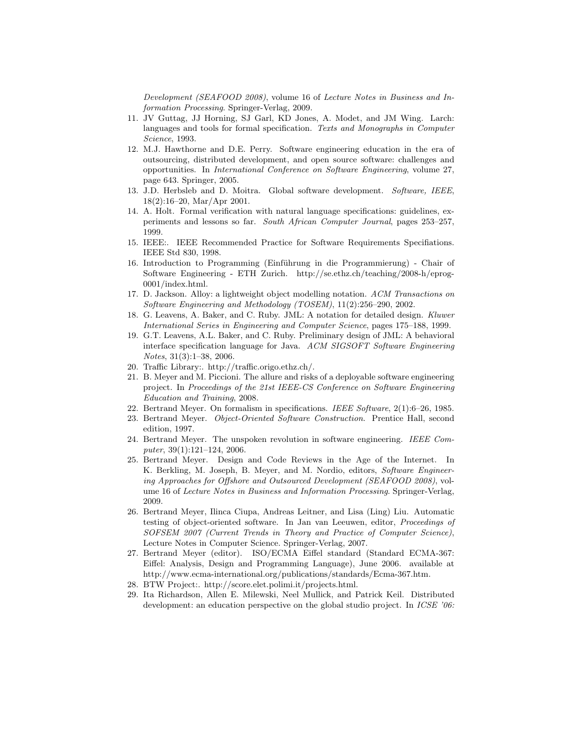Development (SEAFOOD 2008)*, volume 16 of *Lecture Notes in Business and Information Processing*. Springer-Verlag, 2009.

11. JV Guttag, JJ Horning, SJ Garl, KD Jones, A. Modet, and JM Wing. Larch: languages and tools for formal specification. *Texts and Monographs in Computer Science*, 1993.
12. M.J. Hawthorne and D.E. Perry. Software engineering education in the era of outsourcing, distributed development, and open source software: challenges and opportunities. In *International Conference on Software Engineering*, volume 27, page 643. Springer, 2005.
13. J.D. Herbsleb and D. Moitra. Global software development. *Software, IEEE*, 18(2):16–20, Mar/Apr 2001.
14. A. Holt. Formal verification with natural language specifications: guidelines, experiments and lessons so far. *South African Computer Journal*, pages 253–257, 1999.
15. IEEE:. IEEE Recommended Practice for Software Requirements Specifiations. IEEE Std 830, 1998.
16. Introduction to Programming (Einführung in die Programmierung) - Chair of Software Engineering - ETH Zurich. http://se.ethz.ch/teaching/2008-h/eprog-0001/index.html.
17. D. Jackson. Alloy: a lightweight object modelling notation. *ACM Transactions on Software Engineering and Methodology (TOSEM)*, 11(2):256–290, 2002.
18. G. Leavens, A. Baker, and C. Ruby. JML: A notation for detailed design. *Kluwer International Series in Engineering and Computer Science*, pages 175–188, 1999.
19. G.T. Leavens, A.L. Baker, and C. Ruby. Preliminary design of JML: A behavioral interface specification language for Java. *ACM SIGSOFT Software Engineering Notes*, 31(3):1–38, 2006.
20. Traffic Library:. http://traffic.origo.ethz.ch/.
21. B. Meyer and M. Piccioni. The allure and risks of a deployable software engineering project. In *Proceedings of the 21st IEEE-CS Conference on Software Engineering Education and Training*, 2008.
22. Bertrand Meyer. On formalism in specifications. *IEEE Software*, 2(1):6–26, 1985.
23. Bertrand Meyer. *Object-Oriented Software Construction*. Prentice Hall, second edition, 1997.
24. Bertrand Meyer. The unspoken revolution in software engineering. *IEEE Computer*, 39(1):121–124, 2006.
25. Bertrand Meyer. Design and Code Reviews in the Age of the Internet. In K. Berkling, M. Joseph, B. Meyer, and M. Nordio, editors, *Software Engineering Approaches for Offshore and Outsourced Development (SEAFOOD 2008)*, volume 16 of *Lecture Notes in Business and Information Processing*. Springer-Verlag, 2009.
26. Bertrand Meyer, Ilinca Ciupa, Andreas Leitner, and Lisa (Ling) Liu. Automatic testing of object-oriented software. In Jan van Leeuwen, editor, *Proceedings of SOFSEM 2007 (Current Trends in Theory and Practice of Computer Science)*, Lecture Notes in Computer Science. Springer-Verlag, 2007.
27. Bertrand Meyer (editor). ISO/ECMA Eiffel standard (Standard ECMA-367: Eiffel: Analysis, Design and Programming Language), June 2006. available at http://www.ecma-international.org/publications/standards/Ecma-367.htm.
28. BTW Project:. http://score.elet.polimi.it/projects.html.
29. Ita Richardson, Allen E. Milewski, Neel Mullick, and Patrick Keil. Distributed development: an education perspective on the global studio project. In *ICSE '06:*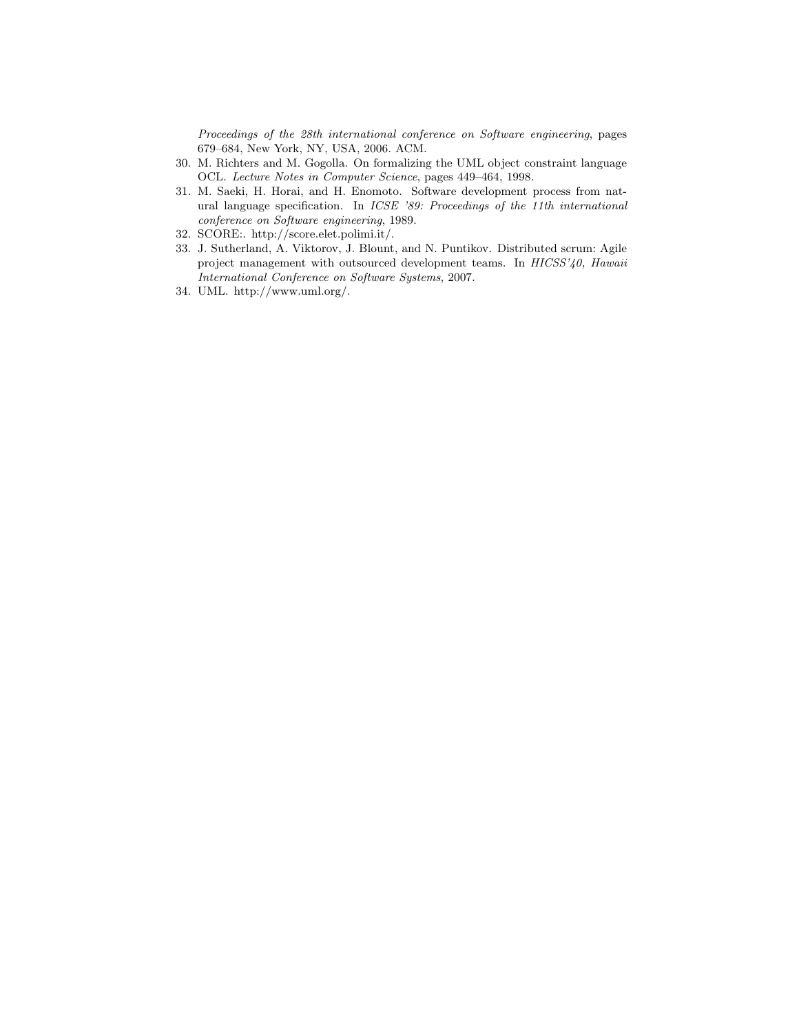*Proceedings of the 28th international conference on Software engineering*, pages 679–684, New York, NY, USA, 2006. ACM.

30. M. Richters and M. Gogolla. On formalizing the UML object constraint language OCL. *Lecture Notes in Computer Science*, pages 449–464, 1998.
31. M. Saeki, H. Horai, and H. Enomoto. Software development process from natural language specification. In *ICSE '89: Proceedings of the 11th international conference on Software engineering*, 1989.
32. SCORE:. http://score.elet.polimi.it/.
33. J. Sutherland, A. Viktorov, J. Blount, and N. Puntikov. Distributed scrum: Agile project management with outsourced development teams. In *HICSS'40, Hawaii International Conference on Software Systems*, 2007.
34. UML. http://www.uml.org/.